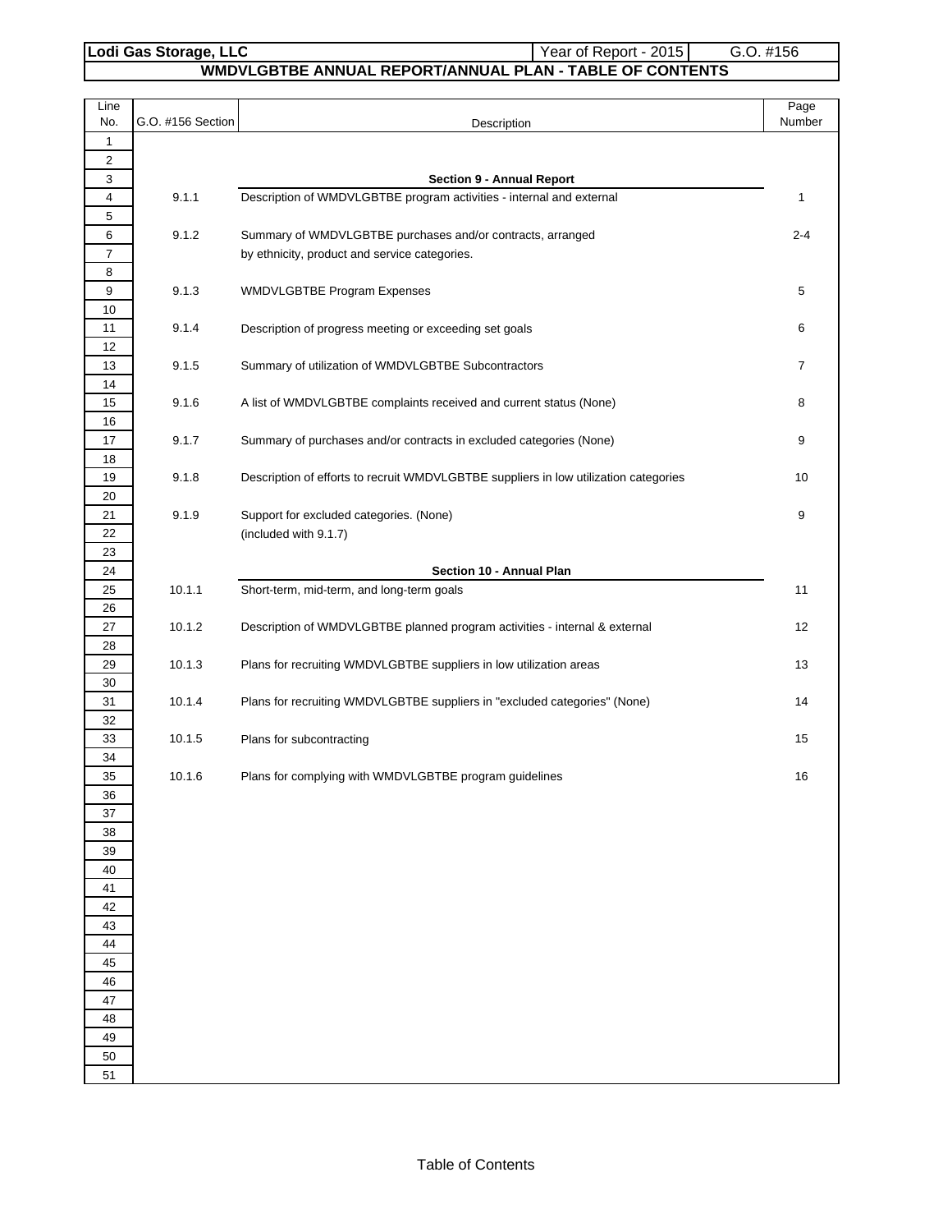**Lodi Gas Storage, LLC** | Year of Report - 2015 | G.O. #156

# WMDVLGBTBE ANNUAL REPORT/ANNUAL PLAN - TABLE OF CONTENTS

| Line No. | G.O. #156 Section | Description | Page Number |
|---|---|---|---|
| 1 | | | |
| 2 | | | |
| 3 | | **Section 9 - Annual Report** | |
| 4 | 9.1.1 | Description of WMDVLGBTBE program activities - internal and external | 1 |
| 5 | | | |
| 6 | 9.1.2 | Summary of WMDVLGBTBE purchases and/or contracts, arranged | 2-4 |
| 7 | | by ethnicity, product and service categories. | |
| 8 | | | |
| 9 | 9.1.3 | WMDVLGBTBE Program Expenses | 5 |
| 10 | | | |
| 11 | 9.1.4 | Description of progress meeting or exceeding set goals | 6 |
| 12 | | | |
| 13 | 9.1.5 | Summary of utilization of WMDVLGBTBE Subcontractors | 7 |
| 14 | | | |
| 15 | 9.1.6 | A list of WMDVLGBTBE complaints received and current status (None) | 8 |
| 16 | | | |
| 17 | 9.1.7 | Summary of purchases and/or contracts in excluded categories (None) | 9 |
| 18 | | | |
| 19 | 9.1.8 | Description of efforts to recruit WMDVLGBTBE suppliers in low utilization categories | 10 |
| 20 | | | |
| 21 | 9.1.9 | Support for excluded categories. (None) | 9 |
| 22 | | (included with 9.1.7) | |
| 23 | | | |
| 24 | | **Section 10 - Annual Plan** | |
| 25 | 10.1.1 | Short-term, mid-term, and long-term goals | 11 |
| 26 | | | |
| 27 | 10.1.2 | Description of WMDVLGBTBE planned program activities - internal & external | 12 |
| 28 | | | |
| 29 | 10.1.3 | Plans for recruiting WMDVLGBTBE suppliers in low utilization areas | 13 |
| 30 | | | |
| 31 | 10.1.4 | Plans for recruiting WMDVLGBTBE suppliers in "excluded categories" (None) | 14 |
| 32 | | | |
| 33 | 10.1.5 | Plans for subcontracting | 15 |
| 34 | | | |
| 35 | 10.1.6 | Plans for complying with WMDVLGBTBE program guidelines | 16 |
| 36 | | | |
| 37 | | | |
| 38 | | | |
| 39 | | | |
| 40 | | | |
| 41 | | | |
| 42 | | | |
| 43 | | | |
| 44 | | | |
| 45 | | | |
| 46 | | | |
| 47 | | | |
| 48 | | | |
| 49 | | | |
| 50 | | | |
| 51 | | | |

Table of Contents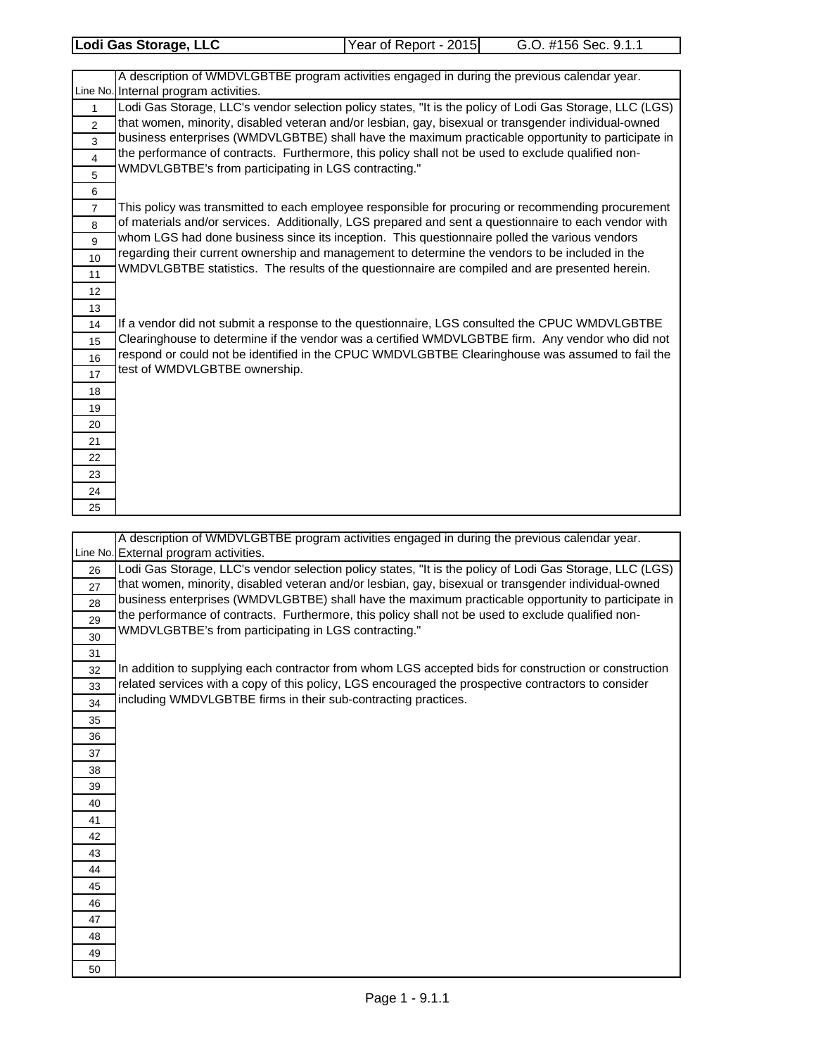| Lodi Gas Storage, LLC | Year of Report - 2015 | G.O. #156 Sec. 9.1.1 |
|---|---|---|

| Line No. | A description of WMDVLGBTBE program activities engaged in during the previous calendar year. Internal program activities. |
|---|---|
| 1 | Lodi Gas Storage, LLC's vendor selection policy states, "It is the policy of Lodi Gas Storage, LLC (LGS) |
| 2 | that women, minority, disabled veteran and/or lesbian, gay, bisexual or transgender individual-owned |
| 3 | business enterprises (WMDVLGBTBE) shall have the maximum practicable opportunity to participate in |
| 4 | the performance of contracts. Furthermore, this policy shall not be used to exclude qualified non- |
| 5 | WMDVLGBTBE's from participating in LGS contracting." |
| 6 | |
| 7 | This policy was transmitted to each employee responsible for procuring or recommending procurement |
| 8 | of materials and/or services. Additionally, LGS prepared and sent a questionnaire to each vendor with |
| 9 | whom LGS had done business since its inception. This questionnaire polled the various vendors |
| 10 | regarding their current ownership and management to determine the vendors to be included in the |
| 11 | WMDVLGBTBE statistics. The results of the questionnaire are compiled and are presented herein. |
| 12 | |
| 13 | |
| 14 | If a vendor did not submit a response to the questionnaire, LGS consulted the CPUC WMDVLGBTBE |
| 15 | Clearinghouse to determine if the vendor was a certified WMDVLGBTBE firm. Any vendor who did not |
| 16 | respond or could not be identified in the CPUC WMDVLGBTBE Clearinghouse was assumed to fail the |
| 17 | test of WMDVLGBTBE ownership. |
| 18 | |
| 19 | |
| 20 | |
| 21 | |
| 22 | |
| 23 | |
| 24 | |
| 25 | |

| Line No. | A description of WMDVLGBTBE program activities engaged in during the previous calendar year. External program activities. |
|---|---|
| 26 | Lodi Gas Storage, LLC's vendor selection policy states, "It is the policy of Lodi Gas Storage, LLC (LGS) |
| 27 | that women, minority, disabled veteran and/or lesbian, gay, bisexual or transgender individual-owned |
| 28 | business enterprises (WMDVLGBTBE) shall have the maximum practicable opportunity to participate in |
| 29 | the performance of contracts. Furthermore, this policy shall not be used to exclude qualified non- |
| 30 | WMDVLGBTBE's from participating in LGS contracting." |
| 31 | |
| 32 | In addition to supplying each contractor from whom LGS accepted bids for construction or construction |
| 33 | related services with a copy of this policy, LGS encouraged the prospective contractors to consider |
| 34 | including WMDVLGBTBE firms in their sub-contracting practices. |
| 35 | |
| 36 | |
| 37 | |
| 38 | |
| 39 | |
| 40 | |
| 41 | |
| 42 | |
| 43 | |
| 44 | |
| 45 | |
| 46 | |
| 47 | |
| 48 | |
| 49 | |
| 50 | |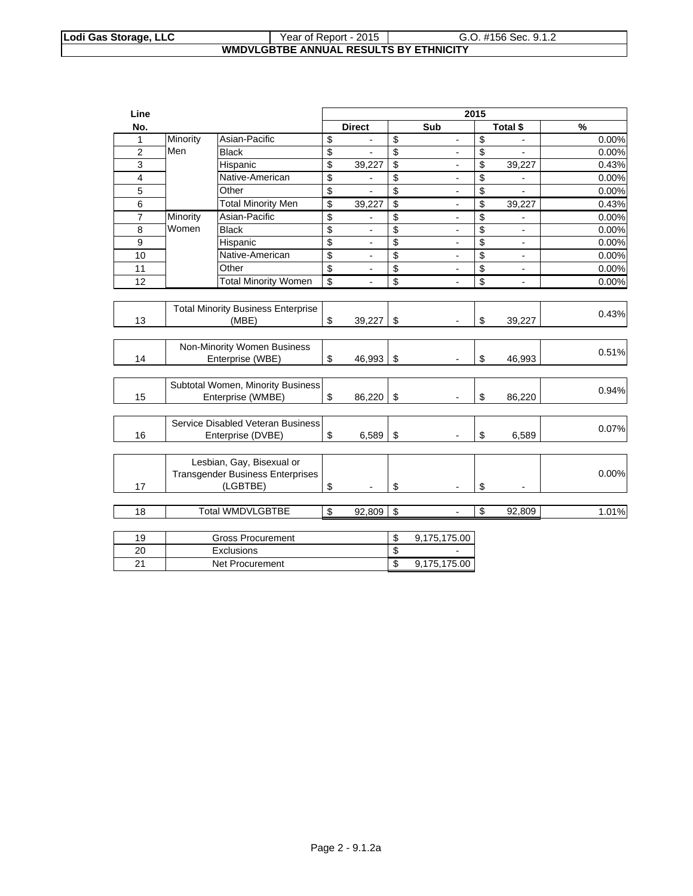| Lodi Gas Storage, LLC | Year of Report - 2015 | G.O. #156 Sec. 9.1.2 |
|---|---|---|

## WMDVLGBTBE ANNUAL RESULTS BY ETHNICITY

| Line No. | | | 2015 Direct | Sub | Total $ | % |
|---|---|---|---|---|---|---|
| 1 | Minority Men | Asian-Pacific | $ - | $ - | $ - | 0.00% |
| 2 | | Black | $ - | $ - | $ - | 0.00% |
| 3 | | Hispanic | $ 39,227 | $ - | $ 39,227 | 0.43% |
| 4 | | Native-American | $ - | $ - | $ - | 0.00% |
| 5 | | Other | $ - | $ - | $ - | 0.00% |
| 6 | | Total Minority Men | $ 39,227 | $ - | $ 39,227 | 0.43% |
| 7 | Minority Women | Asian-Pacific | $ - | $ - | $ - | 0.00% |
| 8 | | Black | $ - | $ - | $ - | 0.00% |
| 9 | | Hispanic | $ - | $ - | $ - | 0.00% |
| 10 | | Native-American | $ - | $ - | $ - | 0.00% |
| 11 | | Other | $ - | $ - | $ - | 0.00% |
| 12 | | Total Minority Women | $ - | $ - | $ - | 0.00% |
| 13 | Total Minority Business Enterprise (MBE) | | $ 39,227 | $ - | $ 39,227 | 0.43% |
| 14 | Non-Minority Women Business Enterprise (WBE) | | $ 46,993 | $ - | $ 46,993 | 0.51% |
| 15 | Subtotal Women, Minority Business Enterprise (WMBE) | | $ 86,220 | $ - | $ 86,220 | 0.94% |
| 16 | Service Disabled Veteran Business Enterprise (DVBE) | | $ 6,589 | $ - | $ 6,589 | 0.07% |
| 17 | Lesbian, Gay, Bisexual or Transgender Business Enterprises (LGBTBE) | | $ - | $ - | $ - | 0.00% |
| 18 | Total WMDVLGBTBE | | $ 92,809 | $ - | $ 92,809 | 1.01% |

| Line No. | | |
|---|---|---|
| 19 | Gross Procurement | $ 9,175,175.00 |
| 20 | Exclusions | $ - |
| 21 | Net Procurement | $ 9,175,175.00 |

Page 2 - 9.1.2a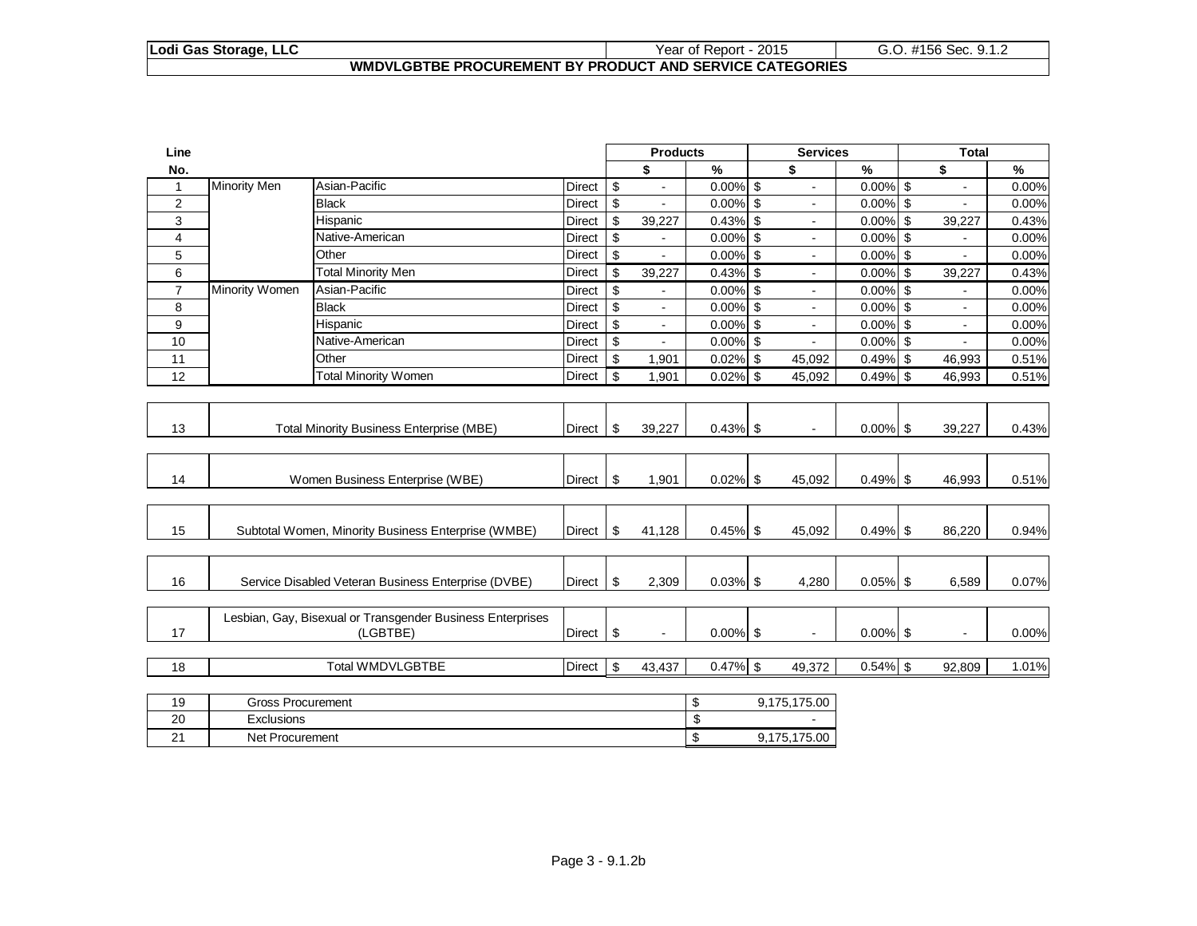| Lodi Gas Storage, LLC | Year of Report - 2015 | G.O. #156 Sec. 9.1.2 |
|---|---|---|

**WMDVLGBTBE PROCUREMENT BY PRODUCT AND SERVICE CATEGORIES**

| Line No. | | | | Products $ | Products % | Services $ | Services % | Total $ | Total % |
|---|---|---|---|---|---|---|---|---|---|
| 1 | Minority Men | Asian-Pacific | Direct | $ - | 0.00% | $ - | 0.00% | $ - | 0.00% |
| 2 | | Black | Direct | $ - | 0.00% | $ - | 0.00% | $ - | 0.00% |
| 3 | | Hispanic | Direct | $ 39,227 | 0.43% | $ - | 0.00% | $ 39,227 | 0.43% |
| 4 | | Native-American | Direct | $ - | 0.00% | $ - | 0.00% | $ - | 0.00% |
| 5 | | Other | Direct | $ - | 0.00% | $ - | 0.00% | $ - | 0.00% |
| 6 | | Total Minority Men | Direct | $ 39,227 | 0.43% | $ - | 0.00% | $ 39,227 | 0.43% |
| 7 | Minority Women | Asian-Pacific | Direct | $ - | 0.00% | $ - | 0.00% | $ - | 0.00% |
| 8 | | Black | Direct | $ - | 0.00% | $ - | 0.00% | $ - | 0.00% |
| 9 | | Hispanic | Direct | $ - | 0.00% | $ - | 0.00% | $ - | 0.00% |
| 10 | | Native-American | Direct | $ - | 0.00% | $ - | 0.00% | $ - | 0.00% |
| 11 | | Other | Direct | $ 1,901 | 0.02% | $ 45,092 | 0.49% | $ 46,993 | 0.51% |
| 12 | | Total Minority Women | Direct | $ 1,901 | 0.02% | $ 45,092 | 0.49% | $ 46,993 | 0.51% |
| 13 | Total Minority Business Enterprise (MBE) | | Direct | $ 39,227 | 0.43% | $ - | 0.00% | $ 39,227 | 0.43% |
| 14 | Women Business Enterprise (WBE) | | Direct | $ 1,901 | 0.02% | $ 45,092 | 0.49% | $ 46,993 | 0.51% |
| 15 | Subtotal Women, Minority Business Enterprise (WMBE) | | Direct | $ 41,128 | 0.45% | $ 45,092 | 0.49% | $ 86,220 | 0.94% |
| 16 | Service Disabled Veteran Business Enterprise (DVBE) | | Direct | $ 2,309 | 0.03% | $ 4,280 | 0.05% | $ 6,589 | 0.07% |
| 17 | Lesbian, Gay, Bisexual or Transgender Business Enterprises (LGBTBE) | | Direct | $ - | 0.00% | $ - | 0.00% | $ - | 0.00% |
| 18 | Total WMDVLGBTBE | | Direct | $ 43,437 | 0.47% | $ 49,372 | 0.54% | $ 92,809 | 1.01% |

| Line No. | | |
|---|---|---|
| 19 | Gross Procurement | $ 9,175,175.00 |
| 20 | Exclusions | $ - |
| 21 | Net Procurement | $ 9,175,175.00 |

Page 3 - 9.1.2b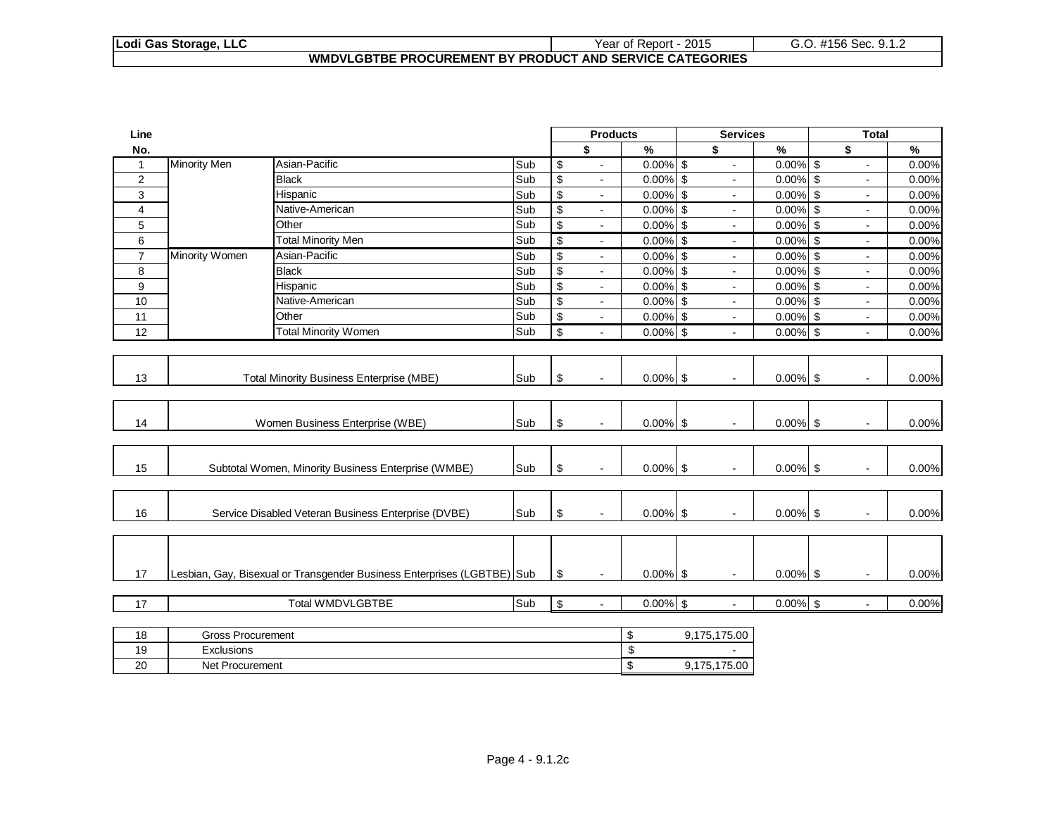| Lodi Gas Storage, LLC | Year of Report - 2015 | G.O. #156 Sec. 9.1.2 |
|---|---|---|

**WMDVLGBTBE PROCUREMENT BY PRODUCT AND SERVICE CATEGORIES**

| Line No. | | | | Products $ | Products % | Services $ | Services % | Total $ | Total % |
|---|---|---|---|---|---|---|---|---|---|
| 1 | Minority Men | Asian-Pacific | Sub | $ - | 0.00% | $ - | 0.00% | $ - | 0.00% |
| 2 | | Black | Sub | $ - | 0.00% | $ - | 0.00% | $ - | 0.00% |
| 3 | | Hispanic | Sub | $ - | 0.00% | $ - | 0.00% | $ - | 0.00% |
| 4 | | Native-American | Sub | $ - | 0.00% | $ - | 0.00% | $ - | 0.00% |
| 5 | | Other | Sub | $ - | 0.00% | $ - | 0.00% | $ - | 0.00% |
| 6 | | Total Minority Men | Sub | $ - | 0.00% | $ - | 0.00% | $ - | 0.00% |
| 7 | Minority Women | Asian-Pacific | Sub | $ - | 0.00% | $ - | 0.00% | $ - | 0.00% |
| 8 | | Black | Sub | $ - | 0.00% | $ - | 0.00% | $ - | 0.00% |
| 9 | | Hispanic | Sub | $ - | 0.00% | $ - | 0.00% | $ - | 0.00% |
| 10 | | Native-American | Sub | $ - | 0.00% | $ - | 0.00% | $ - | 0.00% |
| 11 | | Other | Sub | $ - | 0.00% | $ - | 0.00% | $ - | 0.00% |
| 12 | | Total Minority Women | Sub | $ - | 0.00% | $ - | 0.00% | $ - | 0.00% |
| 13 | Total Minority Business Enterprise (MBE) | | Sub | $ - | 0.00% | $ - | 0.00% | $ - | 0.00% |
| 14 | Women Business Enterprise (WBE) | | Sub | $ - | 0.00% | $ - | 0.00% | $ - | 0.00% |
| 15 | Subtotal Women, Minority Business Enterprise (WMBE) | | Sub | $ - | 0.00% | $ - | 0.00% | $ - | 0.00% |
| 16 | Service Disabled Veteran Business Enterprise (DVBE) | | Sub | $ - | 0.00% | $ - | 0.00% | $ - | 0.00% |
| 17 | Lesbian, Gay, Bisexual or Transgender Business Enterprises (LGBTBE) | | Sub | $ - | 0.00% | $ - | 0.00% | $ - | 0.00% |
| 17 | Total WMDVLGBTBE | | Sub | $ - | 0.00% | $ - | 0.00% | $ - | 0.00% |

| Line No. | | |
|---|---|---|
| 18 | Gross Procurement | $ 9,175,175.00 |
| 19 | Exclusions | $ - |
| 20 | Net Procurement | $ 9,175,175.00 |

Page 4 - 9.1.2c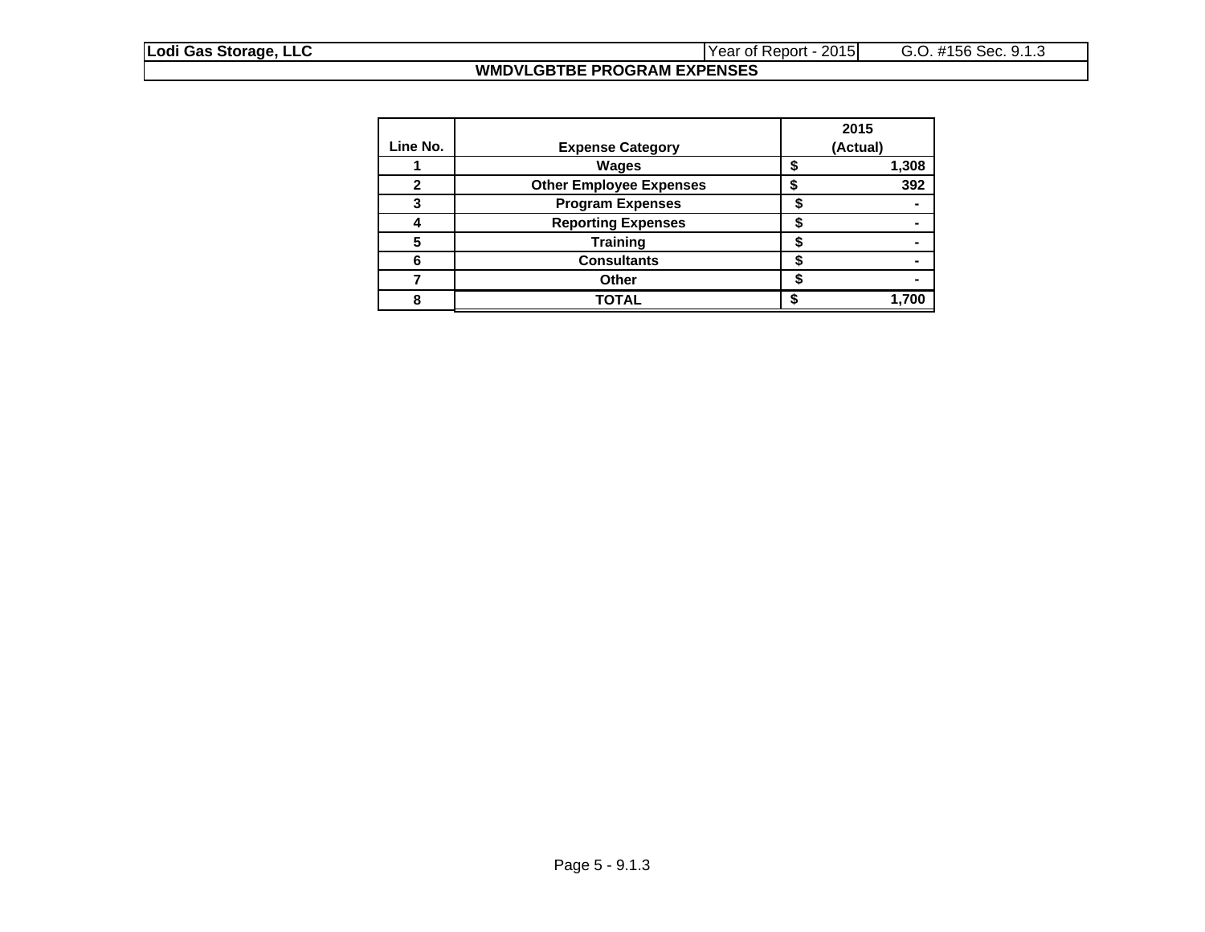| Lodi Gas Storage, LLC | Year of Report - 2015 | G.O. #156 Sec. 9.1.3 |
|---|---|---|

## WMDVLGBTBE PROGRAM EXPENSES

| Line No. | Expense Category | 2015 (Actual) |
|---|---|---|
| 1 | Wages | $ 1,308 |
| 2 | Other Employee Expenses | $ 392 |
| 3 | Program Expenses | $ - |
| 4 | Reporting Expenses | $ - |
| 5 | Training | $ - |
| 6 | Consultants | $ - |
| 7 | Other | $ - |
| 8 | TOTAL | $ 1,700 |

Page 5 - 9.1.3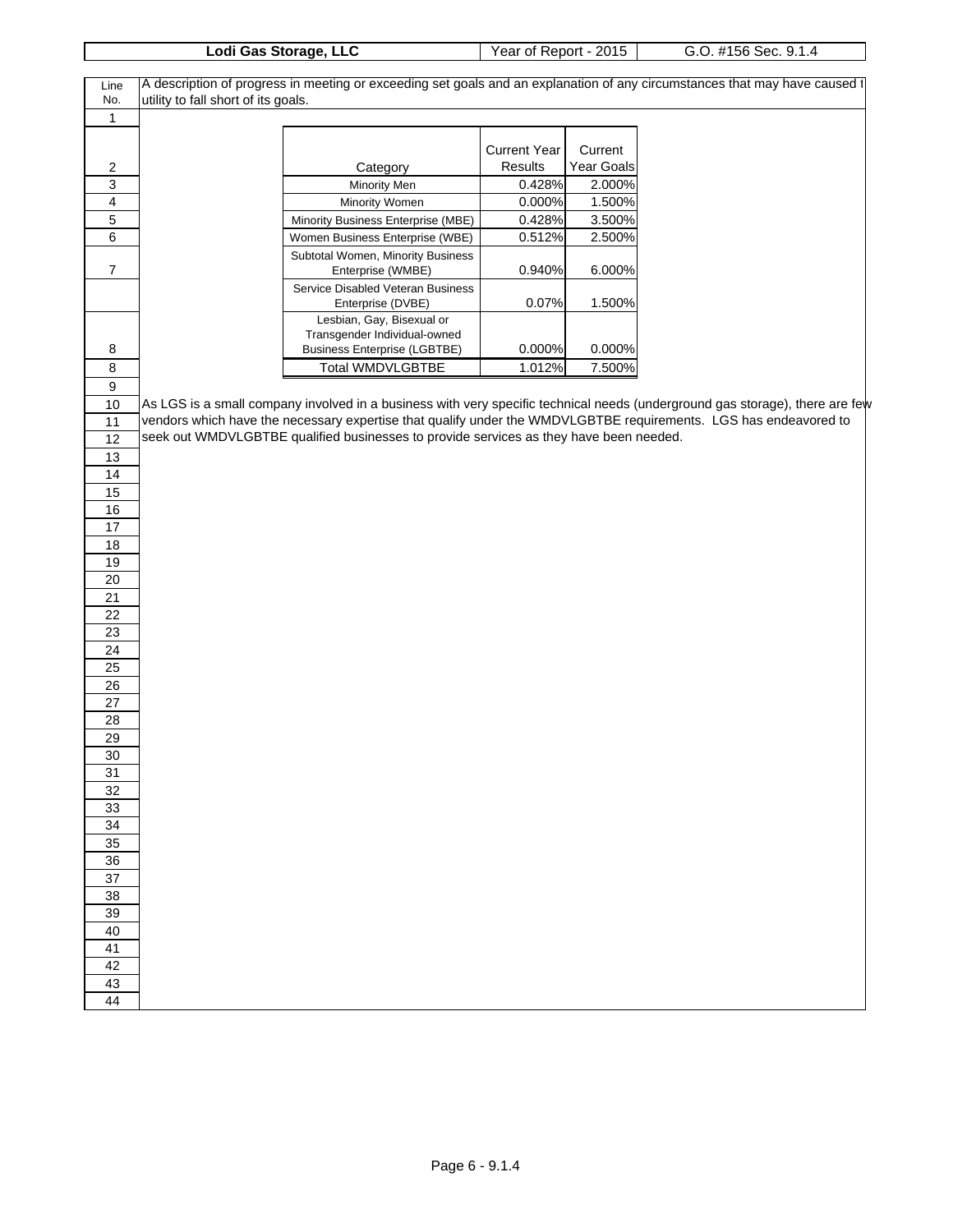| Lodi Gas Storage, LLC | Year of Report - 2015 | G.O. #156 Sec. 9.1.4 |
|---|---|---|

| Line No. | A description of progress in meeting or exceeding set goals and an explanation of any circumstances that may have caused the utility to fall short of its goals. |
|---|---|

| Line No. | Category | Current Year Results | Current Year Goals |
|---|---|---|---|
| 2 | Category | Current Year Results | Current Year Goals |
| 3 | Minority Men | 0.428% | 2.000% |
| 4 | Minority Women | 0.000% | 1.500% |
| 5 | Minority Business Enterprise (MBE) | 0.428% | 3.500% |
| 6 | Women Business Enterprise (WBE) | 0.512% | 2.500% |
| 7 | Subtotal Women, Minority Business Enterprise (WMBE) | 0.940% | 6.000% |
| | Service Disabled Veteran Business Enterprise (DVBE) | 0.07% | 1.500% |
| 8 | Lesbian, Gay, Bisexual or Transgender Individual-owned Business Enterprise (LGBTBE) | 0.000% | 0.000% |
| 8 | Total WMDVLGBTBE | 1.012% | 7.500% |

As LGS is a small company involved in a business with very specific technical needs (underground gas storage), there are few vendors which have the necessary expertise that qualify under the WMDVLGBTBE requirements. LGS has endeavored to seek out WMDVLGBTBE qualified businesses to provide services as they have been needed.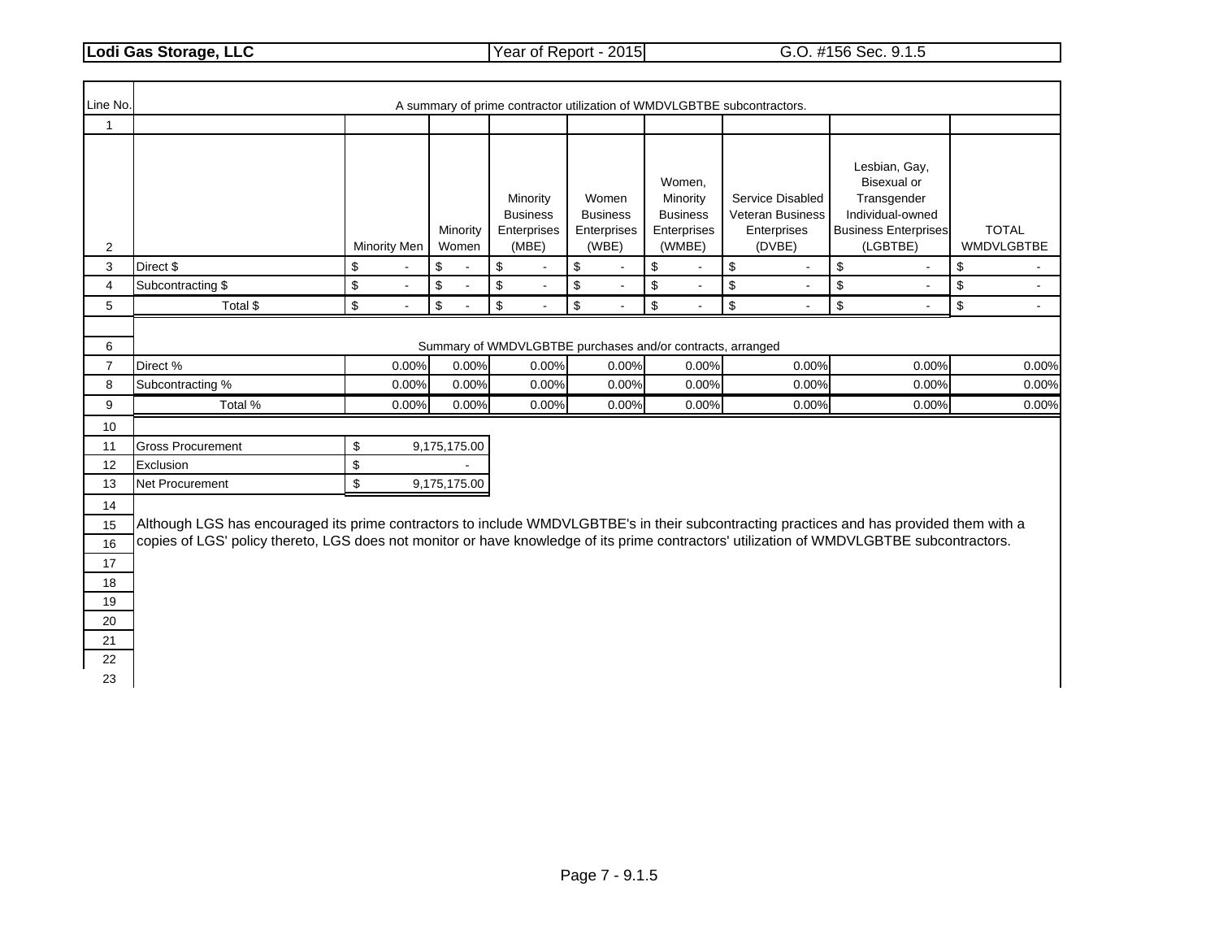| Lodi Gas Storage, LLC | Year of Report - 2015 | G.O. #156 Sec. 9.1.5 |
|---|---|---|

| Line No. | A summary of prime contractor utilization of WMDVLGBTBE subcontractors. | | | | | | | | |
|---|---|---|---|---|---|---|---|---|---|
| 1 | | | | | | | | | |
| 2 | | Minority Men | Minority Women | Minority Business Enterprises (MBE) | Women Business Enterprises (WBE) | Women, Minority Business Enterprises (WMBE) | Service Disabled Veteran Business Enterprises (DVBE) | Lesbian, Gay, Bisexual or Transgender Individual-owned Business Enterprises (LGBTBE) | TOTAL WMDVLGBTBE |
| 3 | Direct $ | $ - | $ - | $ - | $ - | $ - | $ - | $ - | $ - |
| 4 | Subcontracting $ | $ - | $ - | $ - | $ - | $ - | $ - | $ - | $ - |
| 5 | Total $ | $ - | $ - | $ - | $ - | $ - | $ - | $ - | $ - |
| 6 | Summary of WMDVLGBTBE purchases and/or contracts, arranged | | | | | | | | |
| 7 | Direct % | 0.00% | 0.00% | 0.00% | 0.00% | 0.00% | 0.00% | 0.00% | 0.00% |
| 8 | Subcontracting % | 0.00% | 0.00% | 0.00% | 0.00% | 0.00% | 0.00% | 0.00% | 0.00% |
| 9 | Total % | 0.00% | 0.00% | 0.00% | 0.00% | 0.00% | 0.00% | 0.00% | 0.00% |
| 10 | | | | | | | | | |
| 11 | Gross Procurement | $ 9,175,175.00 | | | | | | | |
| 12 | Exclusion | $ - | | | | | | | |
| 13 | Net Procurement | $ 9,175,175.00 | | | | | | | |
| 14 | | | | | | | | | |

15–16: Although LGS has encouraged its prime contractors to include WMDVLGBTBE's in their subcontracting practices and has provided them with a copies of LGS' policy thereto, LGS does not monitor or have knowledge of its prime contractors' utilization of WMDVLGBTBE subcontractors.

17–23: (blank)

Page 7 - 9.1.5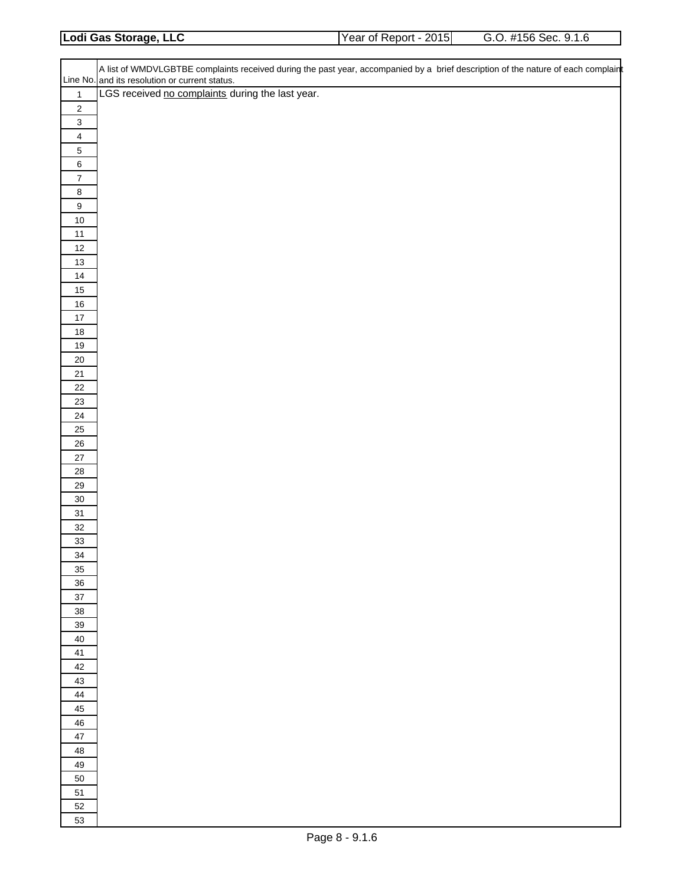| Lodi Gas Storage, LLC | Year of Report - 2015 | G.O. #156 Sec. 9.1.6 |
|---|---|---|

| Line No. | A list of WMDVLGBTBE complaints received during the past year, accompanied by a brief description of the nature of each complaint and its resolution or current status. |
|---|---|
| 1 | LGS received <u>no complaints</u> during the last year. |
| 2 | |
| 3 | |
| 4 | |
| 5 | |
| 6 | |
| 7 | |
| 8 | |
| 9 | |
| 10 | |
| 11 | |
| 12 | |
| 13 | |
| 14 | |
| 15 | |
| 16 | |
| 17 | |
| 18 | |
| 19 | |
| 20 | |
| 21 | |
| 22 | |
| 23 | |
| 24 | |
| 25 | |
| 26 | |
| 27 | |
| 28 | |
| 29 | |
| 30 | |
| 31 | |
| 32 | |
| 33 | |
| 34 | |
| 35 | |
| 36 | |
| 37 | |
| 38 | |
| 39 | |
| 40 | |
| 41 | |
| 42 | |
| 43 | |
| 44 | |
| 45 | |
| 46 | |
| 47 | |
| 48 | |
| 49 | |
| 50 | |
| 51 | |
| 52 | |
| 53 | |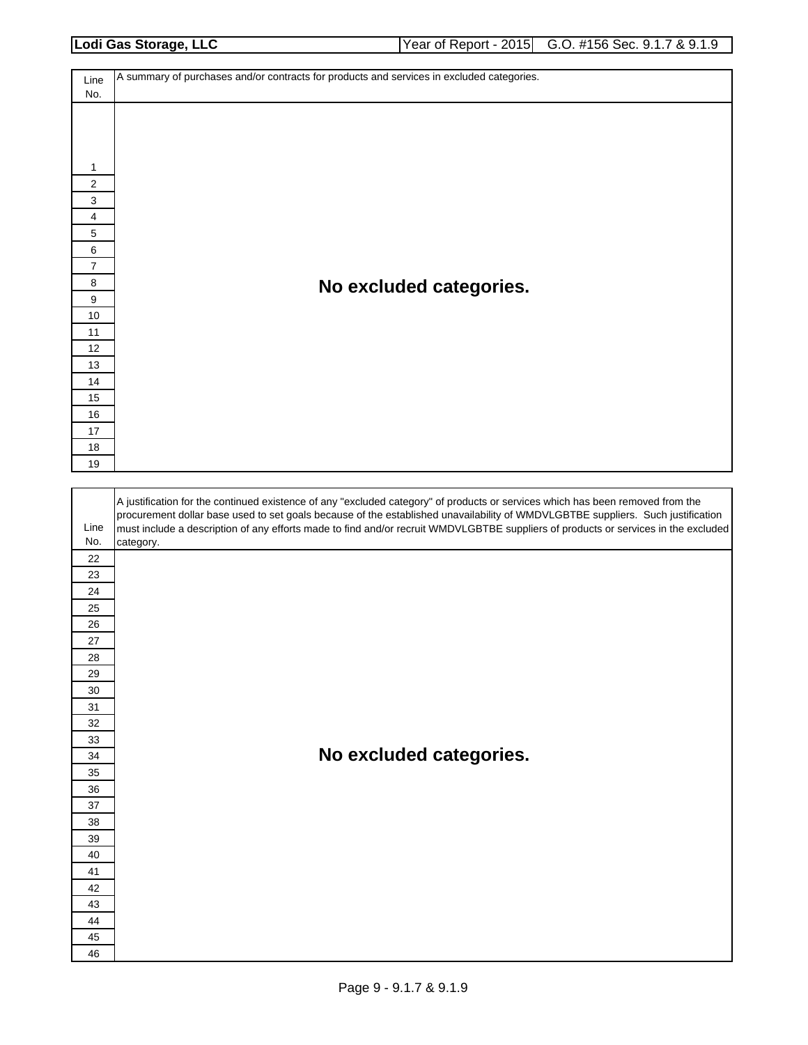| Lodi Gas Storage, LLC | Year of Report - 2015 | G.O. #156 Sec. 9.1.7 & 9.1.9 |
|---|---|---|

| Line No. | A summary of purchases and/or contracts for products and services in excluded categories. |
|---|---|
| 1 | |
| 2 | |
| 3 | |
| 4 | |
| 5 | |
| 6 | |
| 7 | |
| 8 | **No excluded categories.** |
| 9 | |
| 10 | |
| 11 | |
| 12 | |
| 13 | |
| 14 | |
| 15 | |
| 16 | |
| 17 | |
| 18 | |
| 19 | |

| Line No. | A justification for the continued existence of any "excluded category" of products or services which has been removed from the procurement dollar base used to set goals because of the established unavailability of WMDVLGBTBE suppliers. Such justification must include a description of any efforts made to find and/or recruit WMDVLGBTBE suppliers of products or services in the excluded category. |
|---|---|
| 22 | |
| 23 | |
| 24 | |
| 25 | |
| 26 | |
| 27 | |
| 28 | |
| 29 | |
| 30 | |
| 31 | |
| 32 | |
| 33 | |
| 34 | **No excluded categories.** |
| 35 | |
| 36 | |
| 37 | |
| 38 | |
| 39 | |
| 40 | |
| 41 | |
| 42 | |
| 43 | |
| 44 | |
| 45 | |
| 46 | |

Page 9 - 9.1.7 & 9.1.9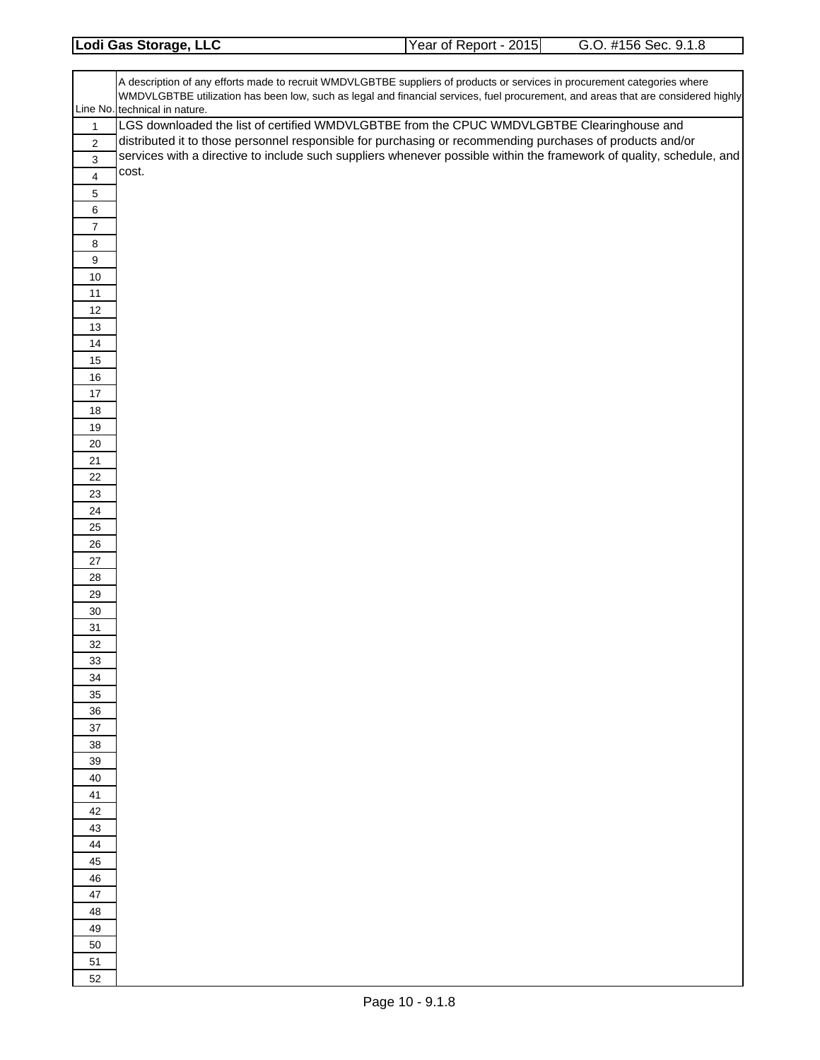| Lodi Gas Storage, LLC | Year of Report - 2015 | G.O. #156 Sec. 9.1.8 |
|---|---|---|

| Line No. | A description of any efforts made to recruit WMDVLGBTBE suppliers of products or services in procurement categories where WMDVLGBTBE utilization has been low, such as legal and financial services, fuel procurement, and areas that are considered highly technical in nature. |
|---|---|
| 1 | LGS downloaded the list of certified WMDVLGBTBE from the CPUC WMDVLGBTBE Clearinghouse and |
| 2 | distributed it to those personnel responsible for purchasing or recommending purchases of products and/or |
| 3 | services with a directive to include such suppliers whenever possible within the framework of quality, schedule, and |
| 4 | cost. |
| 5 | |
| 6 | |
| 7 | |
| 8 | |
| 9 | |
| 10 | |
| 11 | |
| 12 | |
| 13 | |
| 14 | |
| 15 | |
| 16 | |
| 17 | |
| 18 | |
| 19 | |
| 20 | |
| 21 | |
| 22 | |
| 23 | |
| 24 | |
| 25 | |
| 26 | |
| 27 | |
| 28 | |
| 29 | |
| 30 | |
| 31 | |
| 32 | |
| 33 | |
| 34 | |
| 35 | |
| 36 | |
| 37 | |
| 38 | |
| 39 | |
| 40 | |
| 41 | |
| 42 | |
| 43 | |
| 44 | |
| 45 | |
| 46 | |
| 47 | |
| 48 | |
| 49 | |
| 50 | |
| 51 | |
| 52 | |

Page 10 - 9.1.8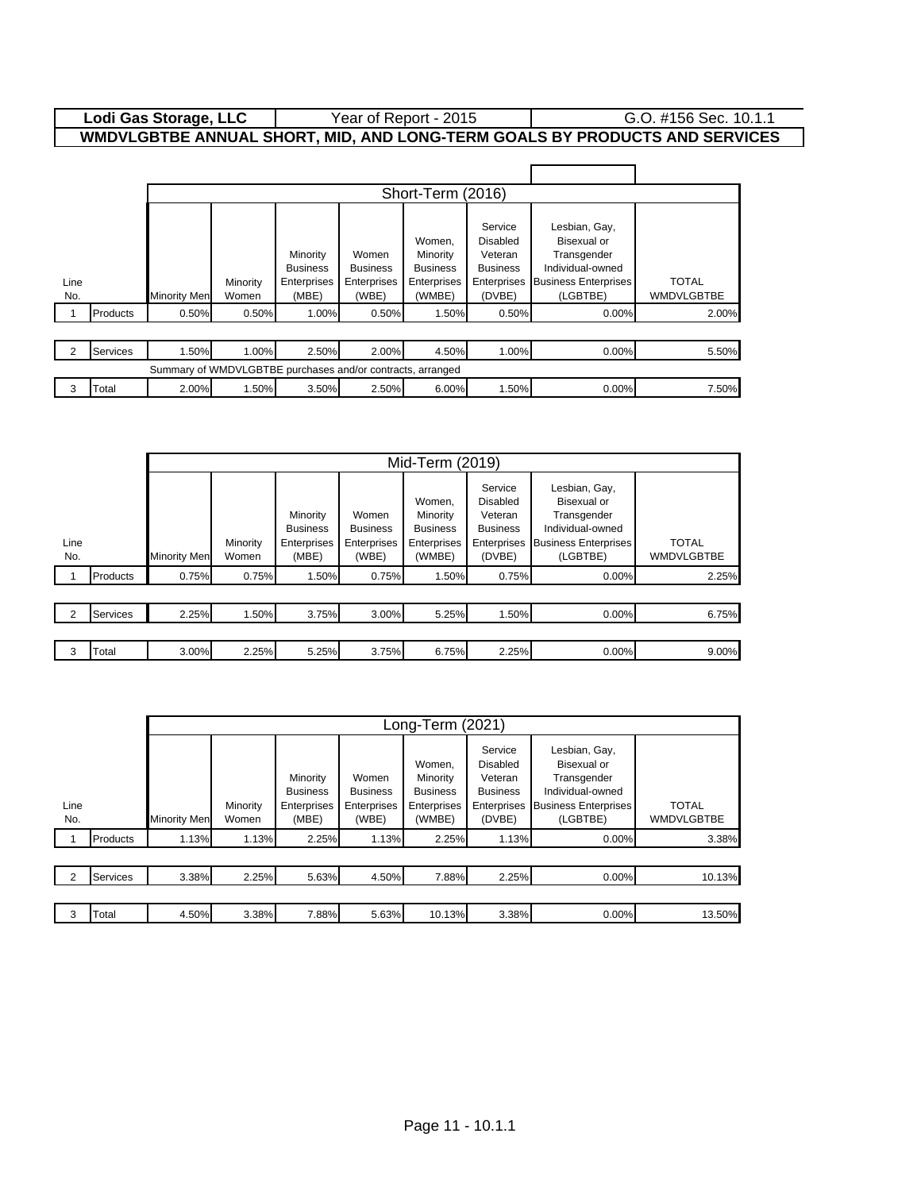| Lodi Gas Storage, LLC | Year of Report - 2015 | G.O. #156 Sec. 10.1.1 |
|---|---|---|

## WMDVLGBTBE ANNUAL SHORT, MID, AND LONG-TERM GOALS BY PRODUCTS AND SERVICES

| | | Short-Term (2016) | | | | | | | |
|---|---|---|---|---|---|---|---|---|---|
| Line No. | | Minority Men | Minority Women | Minority Business Enterprises (MBE) | Women Business Enterprises (WBE) | Women, Minority Business Enterprises (WMBE) | Service Disabled Veteran Business Enterprises (DVBE) | Lesbian, Gay, Bisexual or Transgender Individual-owned Business Enterprises (LGBTBE) | TOTAL WMDVLGBTBE |
| 1 | Products | 0.50% | 0.50% | 1.00% | 0.50% | 1.50% | 0.50% | 0.00% | 2.00% |
| 2 | Services | 1.50% | 1.00% | 2.50% | 2.00% | 4.50% | 1.00% | 0.00% | 5.50% |
| | | Summary of WMDVLGBTBE purchases and/or contracts, arranged | | | | | | | |
| 3 | Total | 2.00% | 1.50% | 3.50% | 2.50% | 6.00% | 1.50% | 0.00% | 7.50% |

| | | Mid-Term (2019) | | | | | | | |
|---|---|---|---|---|---|---|---|---|---|
| Line No. | | Minority Men | Minority Women | Minority Business Enterprises (MBE) | Women Business Enterprises (WBE) | Women, Minority Business Enterprises (WMBE) | Service Disabled Veteran Business Enterprises (DVBE) | Lesbian, Gay, Bisexual or Transgender Individual-owned Business Enterprises (LGBTBE) | TOTAL WMDVLGBTBE |
| 1 | Products | 0.75% | 0.75% | 1.50% | 0.75% | 1.50% | 0.75% | 0.00% | 2.25% |
| 2 | Services | 2.25% | 1.50% | 3.75% | 3.00% | 5.25% | 1.50% | 0.00% | 6.75% |
| 3 | Total | 3.00% | 2.25% | 5.25% | 3.75% | 6.75% | 2.25% | 0.00% | 9.00% |

| | | Long-Term (2021) | | | | | | | |
|---|---|---|---|---|---|---|---|---|---|
| Line No. | | Minority Men | Minority Women | Minority Business Enterprises (MBE) | Women Business Enterprises (WBE) | Women, Minority Business Enterprises (WMBE) | Service Disabled Veteran Business Enterprises (DVBE) | Lesbian, Gay, Bisexual or Transgender Individual-owned Business Enterprises (LGBTBE) | TOTAL WMDVLGBTBE |
| 1 | Products | 1.13% | 1.13% | 2.25% | 1.13% | 2.25% | 1.13% | 0.00% | 3.38% |
| 2 | Services | 3.38% | 2.25% | 5.63% | 4.50% | 7.88% | 2.25% | 0.00% | 10.13% |
| 3 | Total | 4.50% | 3.38% | 7.88% | 5.63% | 10.13% | 3.38% | 0.00% | 13.50% |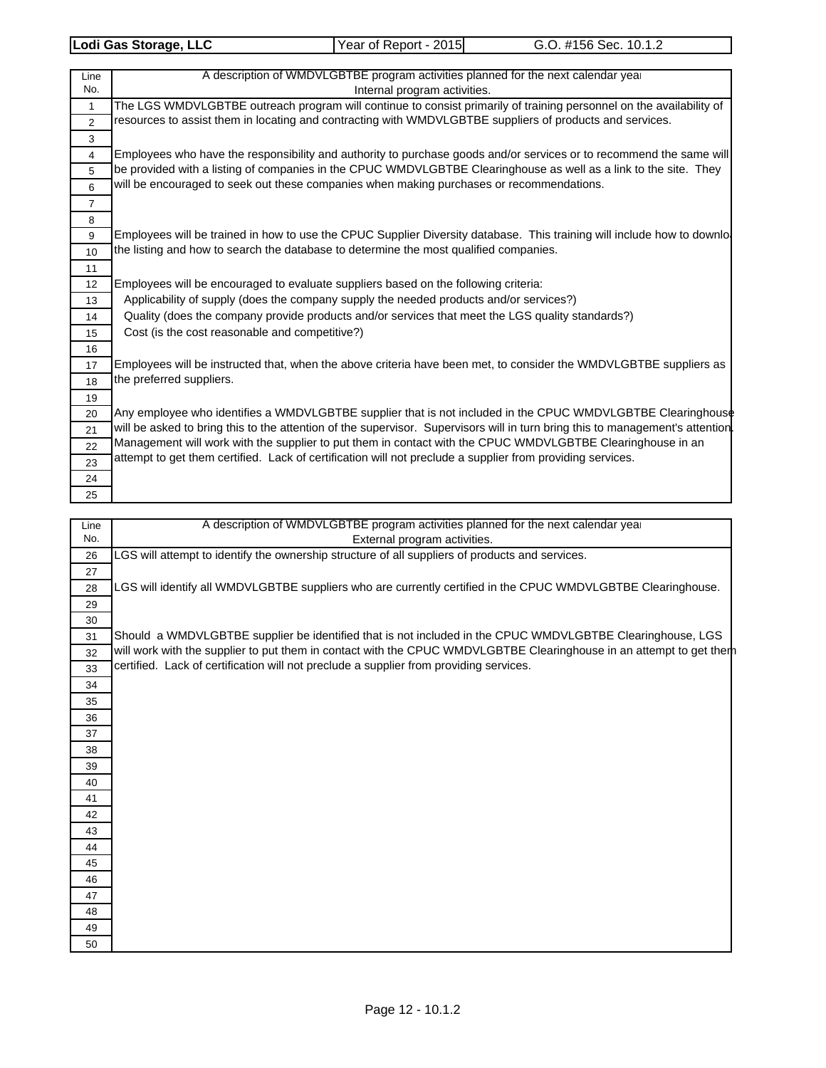| Lodi Gas Storage, LLC | Year of Report - 2015 | G.O. #156 Sec. 10.1.2 |
|---|---|---|

| Line No. | A description of WMDVLGBTBE program activities planned for the next calendar year<br>Internal program activities. |
|---|---|
| 1 | The LGS WMDVLGBTBE outreach program will continue to consist primarily of training personnel on the availability of |
| 2 | resources to assist them in locating and contracting with WMDVLGBTBE suppliers of products and services. |
| 3 | |
| 4 | Employees who have the responsibility and authority to purchase goods and/or services or to recommend the same will |
| 5 | be provided with a listing of companies in the CPUC WMDVLGBTBE Clearinghouse as well as a link to the site. They |
| 6 | will be encouraged to seek out these companies when making purchases or recommendations. |
| 7 | |
| 8 | |
| 9 | Employees will be trained in how to use the CPUC Supplier Diversity database. This training will include how to downlo |
| 10 | the listing and how to search the database to determine the most qualified companies. |
| 11 | |
| 12 | Employees will be encouraged to evaluate suppliers based on the following criteria: |
| 13 | Applicability of supply (does the company supply the needed products and/or services?) |
| 14 | Quality (does the company provide products and/or services that meet the LGS quality standards?) |
| 15 | Cost (is the cost reasonable and competitive?) |
| 16 | |
| 17 | Employees will be instructed that, when the above criteria have been met, to consider the WMDVLGBTBE suppliers as |
| 18 | the preferred suppliers. |
| 19 | |
| 20 | Any employee who identifies a WMDVLGBTBE supplier that is not included in the CPUC WMDVLGBTBE Clearinghouse |
| 21 | will be asked to bring this to the attention of the supervisor. Supervisors will in turn bring this to management's attention. |
| 22 | Management will work with the supplier to put them in contact with the CPUC WMDVLGBTBE Clearinghouse in an |
| 23 | attempt to get them certified. Lack of certification will not preclude a supplier from providing services. |
| 24 | |
| 25 | |

| Line No. | A description of WMDVLGBTBE program activities planned for the next calendar year<br>External program activities. |
|---|---|
| 26 | LGS will attempt to identify the ownership structure of all suppliers of products and services. |
| 27 | |
| 28 | LGS will identify all WMDVLGBTBE suppliers who are currently certified in the CPUC WMDVLGBTBE Clearinghouse. |
| 29 | |
| 30 | |
| 31 | Should a WMDVLGBTBE supplier be identified that is not included in the CPUC WMDVLGBTBE Clearinghouse, LGS |
| 32 | will work with the supplier to put them in contact with the CPUC WMDVLGBTBE Clearinghouse in an attempt to get them |
| 33 | certified. Lack of certification will not preclude a supplier from providing services. |
| 34 | |
| 35 | |
| 36 | |
| 37 | |
| 38 | |
| 39 | |
| 40 | |
| 41 | |
| 42 | |
| 43 | |
| 44 | |
| 45 | |
| 46 | |
| 47 | |
| 48 | |
| 49 | |
| 50 | |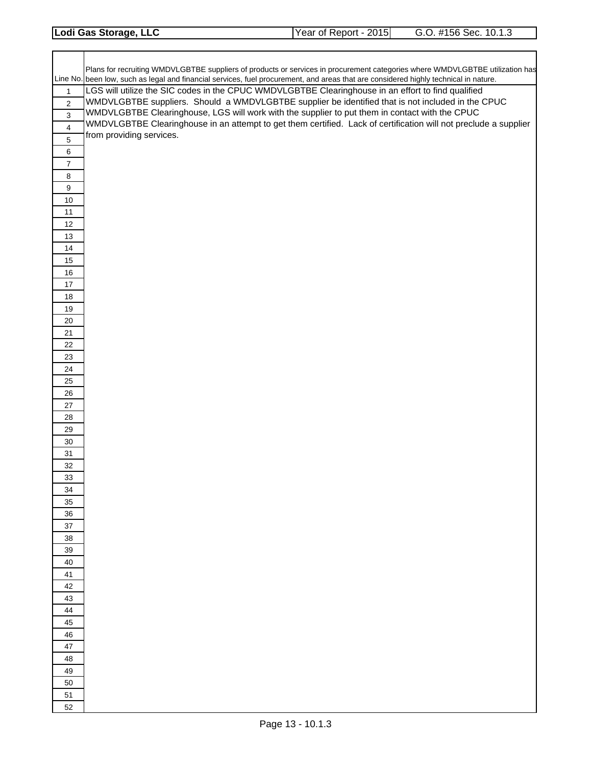| Lodi Gas Storage, LLC | Year of Report - 2015 | G.O. #156 Sec. 10.1.3 |
|---|---|---|

| Line No. | Plans for recruiting WMDVLGBTBE suppliers of products or services in procurement categories where WMDVLGBTBE utilization has been low, such as legal and financial services, fuel procurement, and areas that are considered highly technical in nature. |
|---|---|
| 1 | LGS will utilize the SIC codes in the CPUC WMDVLGBTBE Clearinghouse in an effort to find qualified |
| 2 | WMDVLGBTBE suppliers. Should a WMDVLGBTBE supplier be identified that is not included in the CPUC |
| 3 | WMDVLGBTBE Clearinghouse, LGS will work with the supplier to put them in contact with the CPUC |
| 4 | WMDVLGBTBE Clearinghouse in an attempt to get them certified. Lack of certification will not preclude a supplier |
| 5 | from providing services. |
| 6 | |
| 7 | |
| 8 | |
| 9 | |
| 10 | |
| 11 | |
| 12 | |
| 13 | |
| 14 | |
| 15 | |
| 16 | |
| 17 | |
| 18 | |
| 19 | |
| 20 | |
| 21 | |
| 22 | |
| 23 | |
| 24 | |
| 25 | |
| 26 | |
| 27 | |
| 28 | |
| 29 | |
| 30 | |
| 31 | |
| 32 | |
| 33 | |
| 34 | |
| 35 | |
| 36 | |
| 37 | |
| 38 | |
| 39 | |
| 40 | |
| 41 | |
| 42 | |
| 43 | |
| 44 | |
| 45 | |
| 46 | |
| 47 | |
| 48 | |
| 49 | |
| 50 | |
| 51 | |
| 52 | |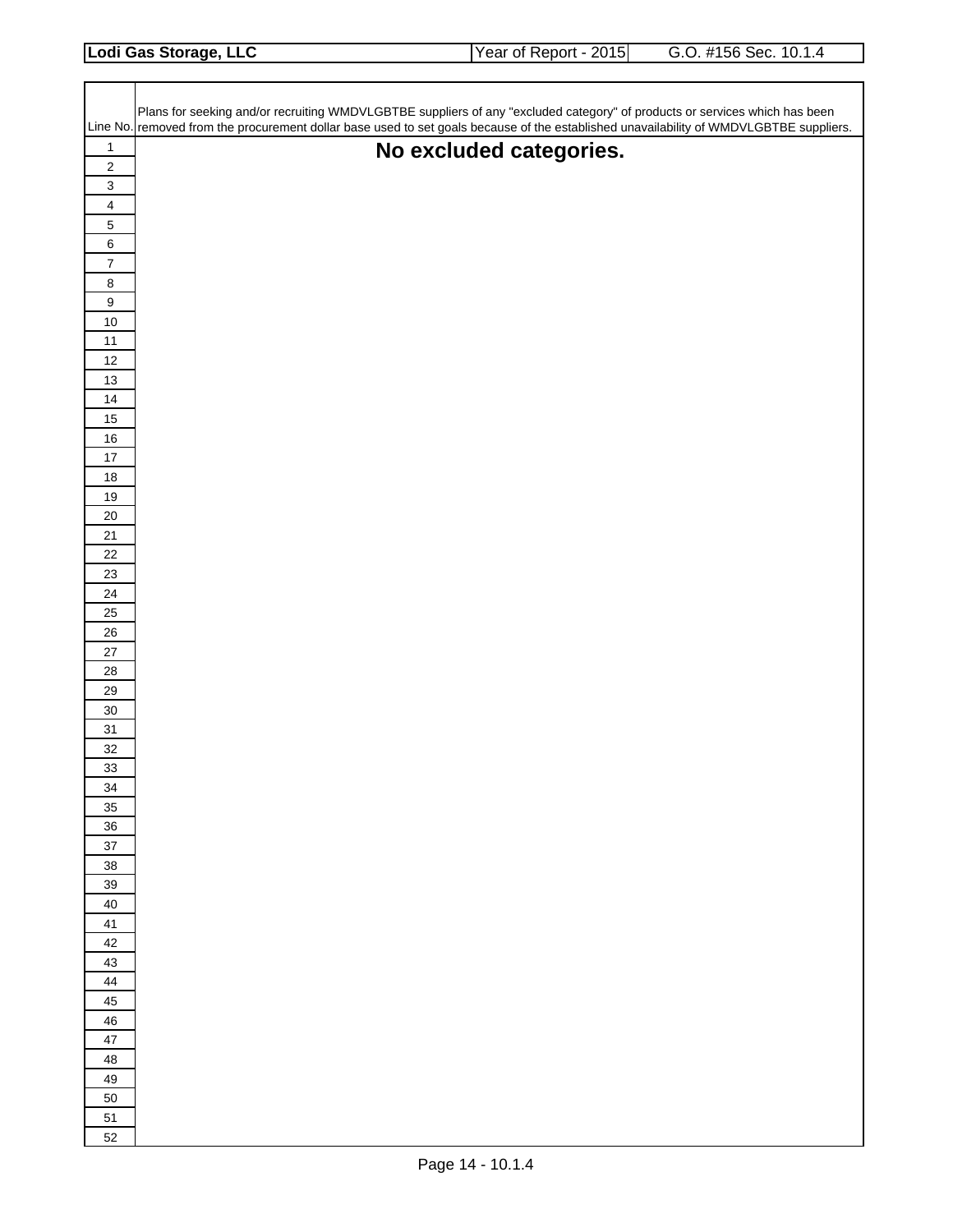| Lodi Gas Storage, LLC | Year of Report - 2015 | G.O. #156 Sec. 10.1.4 |
|---|---|---|

| Line No. | Plans for seeking and/or recruiting WMDVLGBTBE suppliers of any "excluded category" of products or services which has been removed from the procurement dollar base used to set goals because of the established unavailability of WMDVLGBTBE suppliers. |
|---|---|
| 1 | **No excluded categories.** |
| 2 | |
| 3 | |
| 4 | |
| 5 | |
| 6 | |
| 7 | |
| 8 | |
| 9 | |
| 10 | |
| 11 | |
| 12 | |
| 13 | |
| 14 | |
| 15 | |
| 16 | |
| 17 | |
| 18 | |
| 19 | |
| 20 | |
| 21 | |
| 22 | |
| 23 | |
| 24 | |
| 25 | |
| 26 | |
| 27 | |
| 28 | |
| 29 | |
| 30 | |
| 31 | |
| 32 | |
| 33 | |
| 34 | |
| 35 | |
| 36 | |
| 37 | |
| 38 | |
| 39 | |
| 40 | |
| 41 | |
| 42 | |
| 43 | |
| 44 | |
| 45 | |
| 46 | |
| 47 | |
| 48 | |
| 49 | |
| 50 | |
| 51 | |
| 52 | |

Page 14 - 10.1.4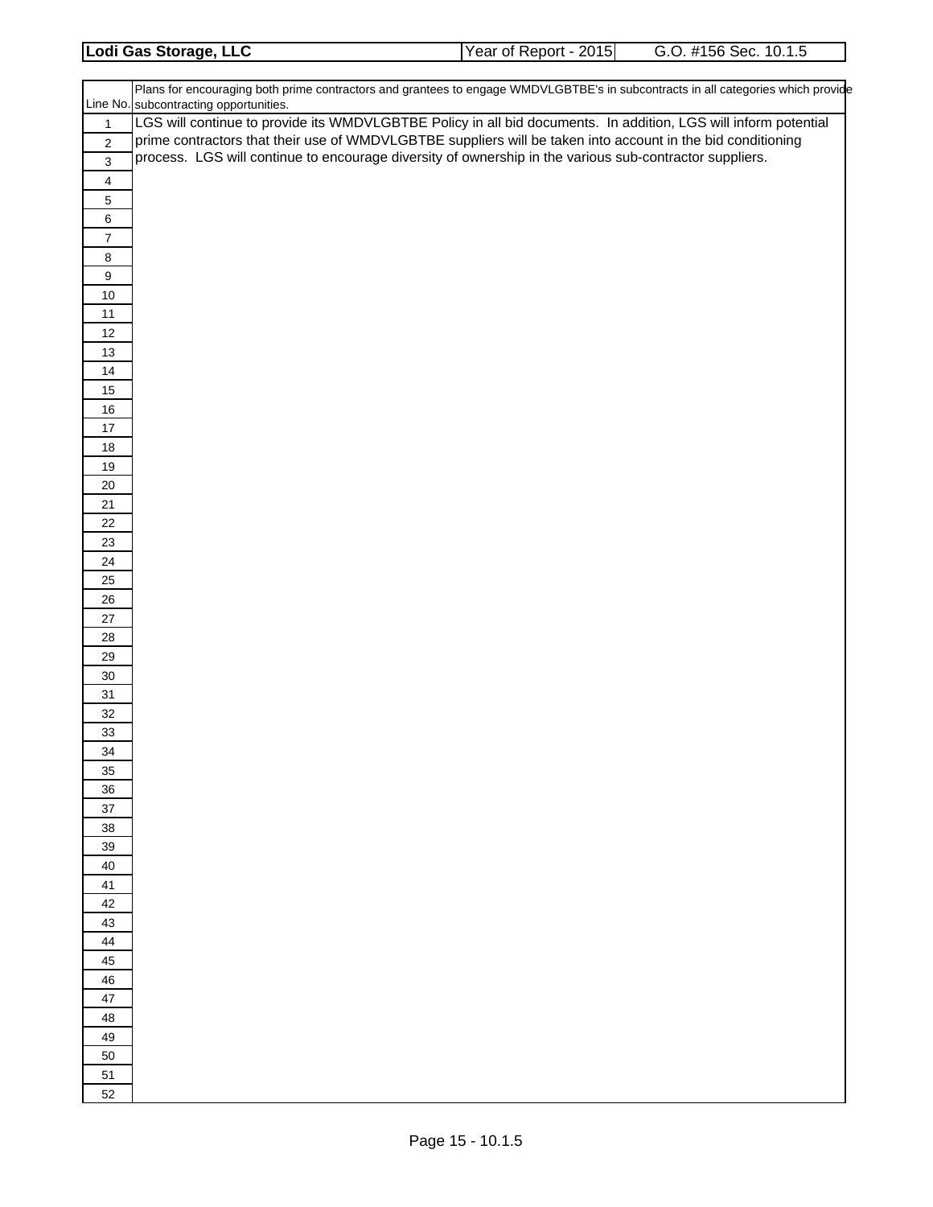| Lodi Gas Storage, LLC | Year of Report - 2015 | G.O. #156 Sec. 10.1.5 |
|---|---|---|

| Line No. | Plans for encouraging both prime contractors and grantees to engage WMDVLGBTBE's in subcontracts in all categories which provide subcontracting opportunities. |
|---|---|
| 1 | LGS will continue to provide its WMDVLGBTBE Policy in all bid documents. In addition, LGS will inform potential |
| 2 | prime contractors that their use of WMDVLGBTBE suppliers will be taken into account in the bid conditioning |
| 3 | process. LGS will continue to encourage diversity of ownership in the various sub-contractor suppliers. |
| 4 | |
| 5 | |
| 6 | |
| 7 | |
| 8 | |
| 9 | |
| 10 | |
| 11 | |
| 12 | |
| 13 | |
| 14 | |
| 15 | |
| 16 | |
| 17 | |
| 18 | |
| 19 | |
| 20 | |
| 21 | |
| 22 | |
| 23 | |
| 24 | |
| 25 | |
| 26 | |
| 27 | |
| 28 | |
| 29 | |
| 30 | |
| 31 | |
| 32 | |
| 33 | |
| 34 | |
| 35 | |
| 36 | |
| 37 | |
| 38 | |
| 39 | |
| 40 | |
| 41 | |
| 42 | |
| 43 | |
| 44 | |
| 45 | |
| 46 | |
| 47 | |
| 48 | |
| 49 | |
| 50 | |
| 51 | |
| 52 | |

Page 15 - 10.1.5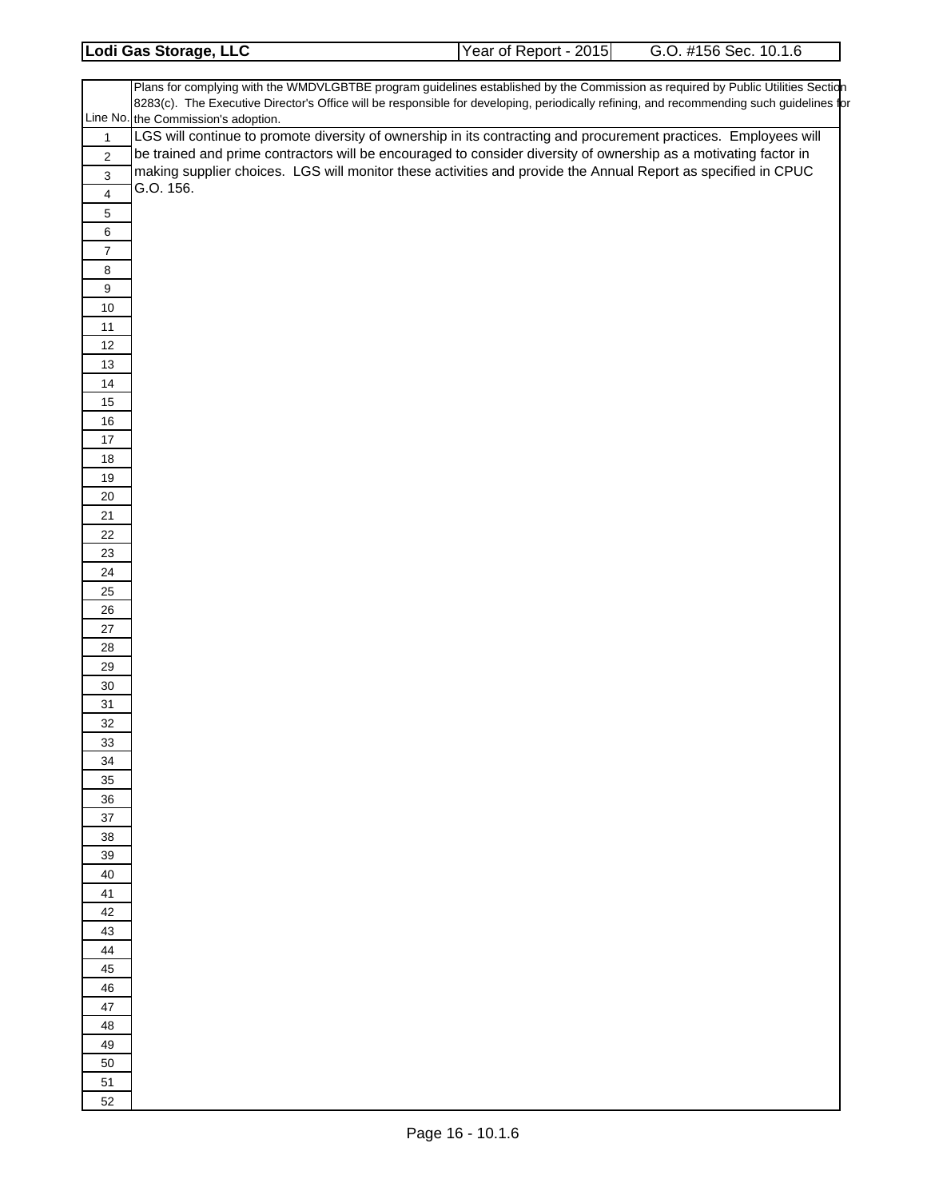| Lodi Gas Storage, LLC | Year of Report - 2015 | G.O. #156 Sec. 10.1.6 |
| --- | --- | --- |

| Line No. | Plans for complying with the WMDVLGBTBE program guidelines established by the Commission as required by Public Utilities Section 8283(c). The Executive Director's Office will be responsible for developing, periodically refining, and recommending such guidelines for the Commission's adoption. |
| --- | --- |
| 1 | LGS will continue to promote diversity of ownership in its contracting and procurement practices. Employees will |
| 2 | be trained and prime contractors will be encouraged to consider diversity of ownership as a motivating factor in |
| 3 | making supplier choices. LGS will monitor these activities and provide the Annual Report as specified in CPUC |
| 4 | G.O. 156. |
| 5 | |
| 6 | |
| 7 | |
| 8 | |
| 9 | |
| 10 | |
| 11 | |
| 12 | |
| 13 | |
| 14 | |
| 15 | |
| 16 | |
| 17 | |
| 18 | |
| 19 | |
| 20 | |
| 21 | |
| 22 | |
| 23 | |
| 24 | |
| 25 | |
| 26 | |
| 27 | |
| 28 | |
| 29 | |
| 30 | |
| 31 | |
| 32 | |
| 33 | |
| 34 | |
| 35 | |
| 36 | |
| 37 | |
| 38 | |
| 39 | |
| 40 | |
| 41 | |
| 42 | |
| 43 | |
| 44 | |
| 45 | |
| 46 | |
| 47 | |
| 48 | |
| 49 | |
| 50 | |
| 51 | |
| 52 | |

Page 16 - 10.1.6